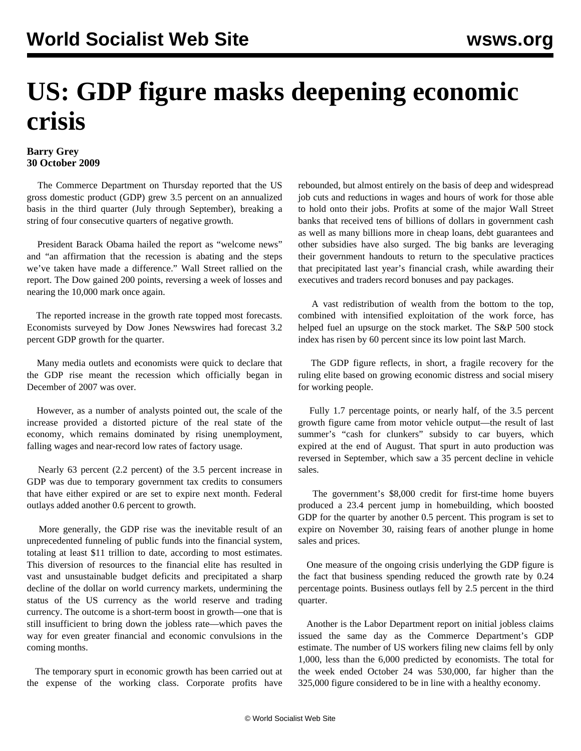# US: GDP figure masks deepening economic crisis

**Barry Grey**
**30 October 2009**

The Commerce Department on Thursday reported that the US gross domestic product (GDP) grew 3.5 percent on an annualized basis in the third quarter (July through September), breaking a string of four consecutive quarters of negative growth.

President Barack Obama hailed the report as "welcome news" and "an affirmation that the recession is abating and the steps we've taken have made a difference." Wall Street rallied on the report. The Dow gained 200 points, reversing a week of losses and nearing the 10,000 mark once again.

The reported increase in the growth rate topped most forecasts. Economists surveyed by Dow Jones Newswires had forecast 3.2 percent GDP growth for the quarter.

Many media outlets and economists were quick to declare that the GDP rise meant the recession which officially began in December of 2007 was over.

However, as a number of analysts pointed out, the scale of the increase provided a distorted picture of the real state of the economy, which remains dominated by rising unemployment, falling wages and near-record low rates of factory usage.

Nearly 63 percent (2.2 percent) of the 3.5 percent increase in GDP was due to temporary government tax credits to consumers that have either expired or are set to expire next month. Federal outlays added another 0.6 percent to growth.

More generally, the GDP rise was the inevitable result of an unprecedented funneling of public funds into the financial system, totaling at least $11 trillion to date, according to most estimates. This diversion of resources to the financial elite has resulted in vast and unsustainable budget deficits and precipitated a sharp decline of the dollar on world currency markets, undermining the status of the US currency as the world reserve and trading currency. The outcome is a short-term boost in growth—one that is still insufficient to bring down the jobless rate—which paves the way for even greater financial and economic convulsions in the coming months.

The temporary spurt in economic growth has been carried out at the expense of the working class. Corporate profits have rebounded, but almost entirely on the basis of deep and widespread job cuts and reductions in wages and hours of work for those able to hold onto their jobs. Profits at some of the major Wall Street banks that received tens of billions of dollars in government cash as well as many billions more in cheap loans, debt guarantees and other subsidies have also surged. The big banks are leveraging their government handouts to return to the speculative practices that precipitated last year's financial crash, while awarding their executives and traders record bonuses and pay packages.

A vast redistribution of wealth from the bottom to the top, combined with intensified exploitation of the work force, has helped fuel an upsurge on the stock market. The S&P 500 stock index has risen by 60 percent since its low point last March.

The GDP figure reflects, in short, a fragile recovery for the ruling elite based on growing economic distress and social misery for working people.

Fully 1.7 percentage points, or nearly half, of the 3.5 percent growth figure came from motor vehicle output—the result of last summer's "cash for clunkers" subsidy to car buyers, which expired at the end of August. That spurt in auto production was reversed in September, which saw a 35 percent decline in vehicle sales.

The government's $8,000 credit for first-time home buyers produced a 23.4 percent jump in homebuilding, which boosted GDP for the quarter by another 0.5 percent. This program is set to expire on November 30, raising fears of another plunge in home sales and prices.

One measure of the ongoing crisis underlying the GDP figure is the fact that business spending reduced the growth rate by 0.24 percentage points. Business outlays fell by 2.5 percent in the third quarter.

Another is the Labor Department report on initial jobless claims issued the same day as the Commerce Department's GDP estimate. The number of US workers filing new claims fell by only 1,000, less than the 6,000 predicted by economists. The total for the week ended October 24 was 530,000, far higher than the 325,000 figure considered to be in line with a healthy economy.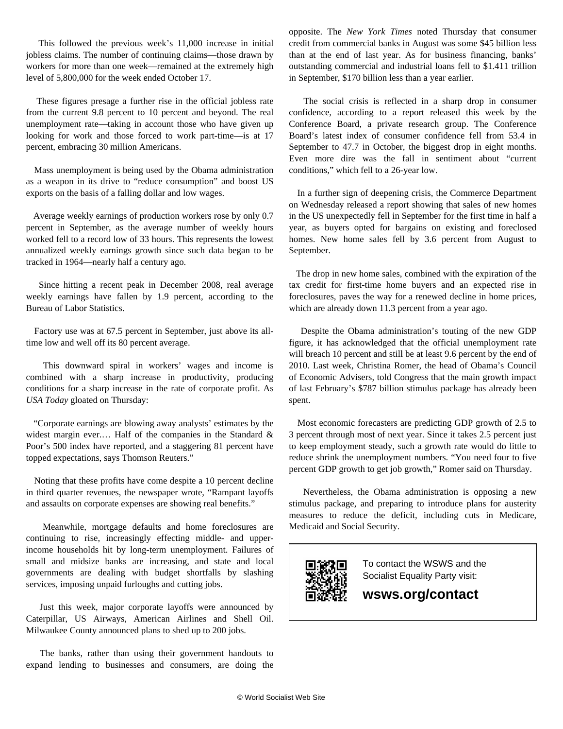This followed the previous week's 11,000 increase in initial jobless claims. The number of continuing claims—those drawn by workers for more than one week—remained at the extremely high level of 5,800,000 for the week ended October 17.

These figures presage a further rise in the official jobless rate from the current 9.8 percent to 10 percent and beyond. The real unemployment rate—taking in account those who have given up looking for work and those forced to work part-time—is at 17 percent, embracing 30 million Americans.

Mass unemployment is being used by the Obama administration as a weapon in its drive to "reduce consumption" and boost US exports on the basis of a falling dollar and low wages.

Average weekly earnings of production workers rose by only 0.7 percent in September, as the average number of weekly hours worked fell to a record low of 33 hours. This represents the lowest annualized weekly earnings growth since such data began to be tracked in 1964—nearly half a century ago.

Since hitting a recent peak in December 2008, real average weekly earnings have fallen by 1.9 percent, according to the Bureau of Labor Statistics.

Factory use was at 67.5 percent in September, just above its all-time low and well off its 80 percent average.

This downward spiral in workers' wages and income is combined with a sharp increase in productivity, producing conditions for a sharp increase in the rate of corporate profit. As *USA Today* gloated on Thursday:

"Corporate earnings are blowing away analysts' estimates by the widest margin ever.… Half of the companies in the Standard & Poor's 500 index have reported, and a staggering 81 percent have topped expectations, says Thomson Reuters."

Noting that these profits have come despite a 10 percent decline in third quarter revenues, the newspaper wrote, "Rampant layoffs and assaults on corporate expenses are showing real benefits."

Meanwhile, mortgage defaults and home foreclosures are continuing to rise, increasingly effecting middle- and upper-income households hit by long-term unemployment. Failures of small and midsize banks are increasing, and state and local governments are dealing with budget shortfalls by slashing services, imposing unpaid furloughs and cutting jobs.

Just this week, major corporate layoffs were announced by Caterpillar, US Airways, American Airlines and Shell Oil. Milwaukee County announced plans to shed up to 200 jobs.

The banks, rather than using their government handouts to expand lending to businesses and consumers, are doing the opposite. The *New York Times* noted Thursday that consumer credit from commercial banks in August was some $45 billion less than at the end of last year. As for business financing, banks' outstanding commercial and industrial loans fell to $1.411 trillion in September, $170 billion less than a year earlier.

The social crisis is reflected in a sharp drop in consumer confidence, according to a report released this week by the Conference Board, a private research group. The Conference Board's latest index of consumer confidence fell from 53.4 in September to 47.7 in October, the biggest drop in eight months. Even more dire was the fall in sentiment about "current conditions," which fell to a 26-year low.

In a further sign of deepening crisis, the Commerce Department on Wednesday released a report showing that sales of new homes in the US unexpectedly fell in September for the first time in half a year, as buyers opted for bargains on existing and foreclosed homes. New home sales fell by 3.6 percent from August to September.

The drop in new home sales, combined with the expiration of the tax credit for first-time home buyers and an expected rise in foreclosures, paves the way for a renewed decline in home prices, which are already down 11.3 percent from a year ago.

Despite the Obama administration's touting of the new GDP figure, it has acknowledged that the official unemployment rate will breach 10 percent and still be at least 9.6 percent by the end of 2010. Last week, Christina Romer, the head of Obama's Council of Economic Advisers, told Congress that the main growth impact of last February's $787 billion stimulus package has already been spent.

Most economic forecasters are predicting GDP growth of 2.5 to 3 percent through most of next year. Since it takes 2.5 percent just to keep employment steady, such a growth rate would do little to reduce shrink the unemployment numbers. "You need four to five percent GDP growth to get job growth," Romer said on Thursday.

Nevertheless, the Obama administration is opposing a new stimulus package, and preparing to introduce plans for austerity measures to reduce the deficit, including cuts in Medicare, Medicaid and Social Security.

To contact the WSWS and the Socialist Equality Party visit:

**wsws.org/contact**